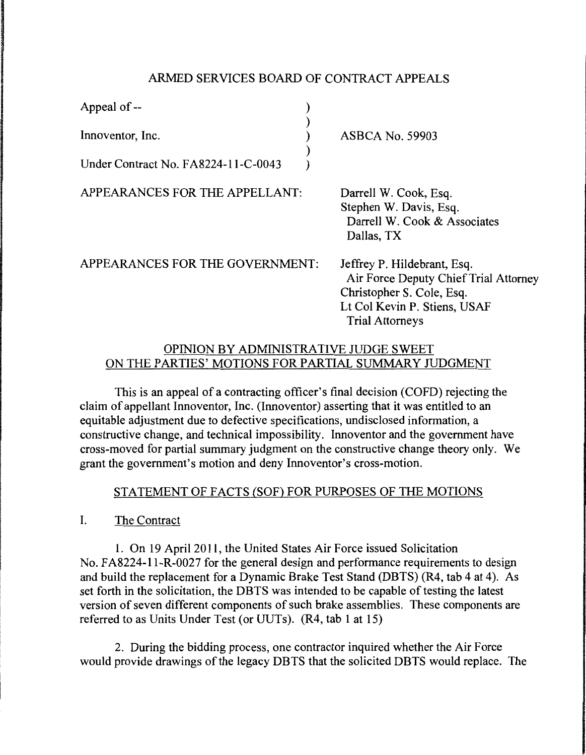ARMED SERVICES BOARD OF CONTRACT APPEALS

| | | |
|---|---|---|
| Appeal of -- | ) | |
| | ) | |
| Innoventor, Inc. | ) | ASBCA No. 59903 |
| | ) | |
| Under Contract No. FA8224-11-C-0043 | ) | |

APPEARANCES FOR THE APPELLANT:

Darrell W. Cook, Esq.
Stephen W. Davis, Esq.
Darrell W. Cook & Associates
Dallas, TX

APPEARANCES FOR THE GOVERNMENT:

Jeffrey P. Hildebrant, Esq.
Air Force Deputy Chief Trial Attorney
Christopher S. Cole, Esq.
Lt Col Kevin P. Stiens, USAF
Trial Attorneys

OPINION BY ADMINISTRATIVE JUDGE SWEET
ON THE PARTIES' MOTIONS FOR PARTIAL SUMMARY JUDGMENT

This is an appeal of a contracting officer's final decision (COFD) rejecting the claim of appellant Innoventor, Inc. (Innoventor) asserting that it was entitled to an equitable adjustment due to defective specifications, undisclosed information, a constructive change, and technical impossibility. Innoventor and the government have cross-moved for partial summary judgment on the constructive change theory only. We grant the government's motion and deny Innoventor's cross-motion.

STATEMENT OF FACTS (SOF) FOR PURPOSES OF THE MOTIONS

I. The Contract

1. On 19 April 2011, the United States Air Force issued Solicitation No. FA8224-11-R-0027 for the general design and performance requirements to design and build the replacement for a Dynamic Brake Test Stand (DBTS) (R4, tab 4 at 4). As set forth in the solicitation, the DBTS was intended to be capable of testing the latest version of seven different components of such brake assemblies. These components are referred to as Units Under Test (or UUTs). (R4, tab 1 at 15)

2. During the bidding process, one contractor inquired whether the Air Force would provide drawings of the legacy DBTS that the solicited DBTS would replace. The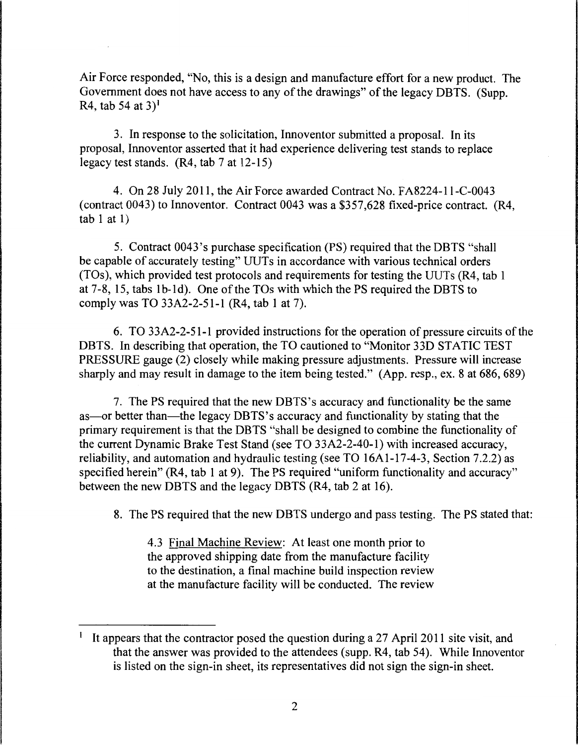Air Force responded, "No, this is a design and manufacture effort for a new product. The Government does not have access to any of the drawings" of the legacy DBTS. (Supp. R4, tab 54 at 3)[1]

3. In response to the solicitation, Innoventor submitted a proposal. In its proposal, Innoventor asserted that it had experience delivering test stands to replace legacy test stands. (R4, tab 7 at 12-15)

4. On 28 July 2011, the Air Force awarded Contract No. FA8224-11-C-0043 (contract 0043) to Innoventor. Contract 0043 was a $357,628 fixed-price contract. (R4, tab 1 at 1)

5. Contract 0043's purchase specification (PS) required that the DBTS "shall be capable of accurately testing" UUTs in accordance with various technical orders (TOs), which provided test protocols and requirements for testing the UUTs (R4, tab 1 at 7-8, 15, tabs 1b-1d). One of the TOs with which the PS required the DBTS to comply was TO 33A2-2-51-1 (R4, tab 1 at 7).

6. TO 33A2-2-51-1 provided instructions for the operation of pressure circuits of the DBTS. In describing that operation, the TO cautioned to "Monitor 33D STATIC TEST PRESSURE gauge (2) closely while making pressure adjustments. Pressure will increase sharply and may result in damage to the item being tested." (App. resp., ex. 8 at 686, 689)

7. The PS required that the new DBTS's accuracy and functionality be the same as—or better than—the legacy DBTS's accuracy and functionality by stating that the primary requirement is that the DBTS "shall be designed to combine the functionality of the current Dynamic Brake Test Stand (see TO 33A2-2-40-1) with increased accuracy, reliability, and automation and hydraulic testing (see TO 16A1-17-4-3, Section 7.2.2) as specified herein" (R4, tab 1 at 9). The PS required "uniform functionality and accuracy" between the new DBTS and the legacy DBTS (R4, tab 2 at 16).

8. The PS required that the new DBTS undergo and pass testing. The PS stated that:

> 4.3 Final Machine Review: At least one month prior to the approved shipping date from the manufacture facility to the destination, a final machine build inspection review at the manufacture facility will be conducted. The review

---

[1] It appears that the contractor posed the question during a 27 April 2011 site visit, and that the answer was provided to the attendees (supp. R4, tab 54). While Innoventor is listed on the sign-in sheet, its representatives did not sign the sign-in sheet.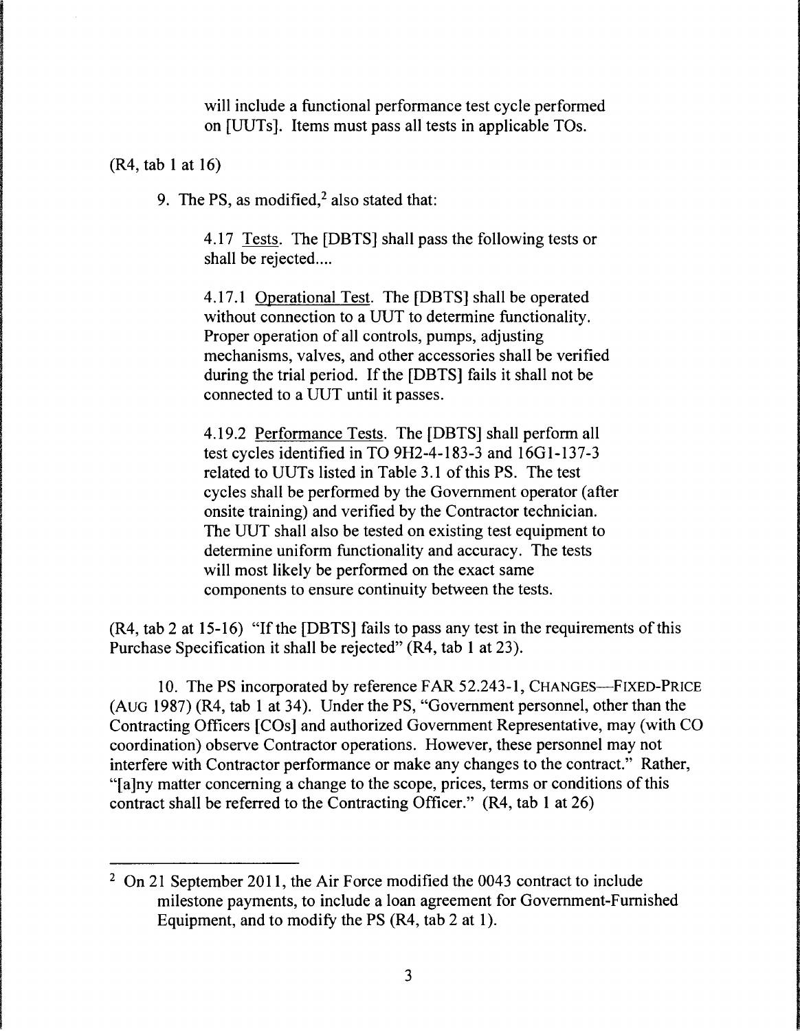> will include a functional performance test cycle performed on [UUTs]. Items must pass all tests in applicable TOs.

(R4, tab 1 at 16)

9. The PS, as modified,[2] also stated that:

> 4.17 Tests. The [DBTS] shall pass the following tests or shall be rejected....
>
> 4.17.1 Operational Test. The [DBTS] shall be operated without connection to a UUT to determine functionality. Proper operation of all controls, pumps, adjusting mechanisms, valves, and other accessories shall be verified during the trial period. If the [DBTS] fails it shall not be connected to a UUT until it passes.
>
> 4.19.2 Performance Tests. The [DBTS] shall perform all test cycles identified in TO 9H2-4-183-3 and 16G1-137-3 related to UUTs listed in Table 3.1 of this PS. The test cycles shall be performed by the Government operator (after onsite training) and verified by the Contractor technician. The UUT shall also be tested on existing test equipment to determine uniform functionality and accuracy. The tests will most likely be performed on the exact same components to ensure continuity between the tests.

(R4, tab 2 at 15-16) "If the [DBTS] fails to pass any test in the requirements of this Purchase Specification it shall be rejected" (R4, tab 1 at 23).

10. The PS incorporated by reference FAR 52.243-1, CHANGES—FIXED-PRICE (AUG 1987) (R4, tab 1 at 34). Under the PS, "Government personnel, other than the Contracting Officers [COs] and authorized Government Representative, may (with CO coordination) observe Contractor operations. However, these personnel may not interfere with Contractor performance or make any changes to the contract." Rather, "[a]ny matter concerning a change to the scope, prices, terms or conditions of this contract shall be referred to the Contracting Officer." (R4, tab 1 at 26)

---

[2] On 21 September 2011, the Air Force modified the 0043 contract to include milestone payments, to include a loan agreement for Government-Furnished Equipment, and to modify the PS (R4, tab 2 at 1).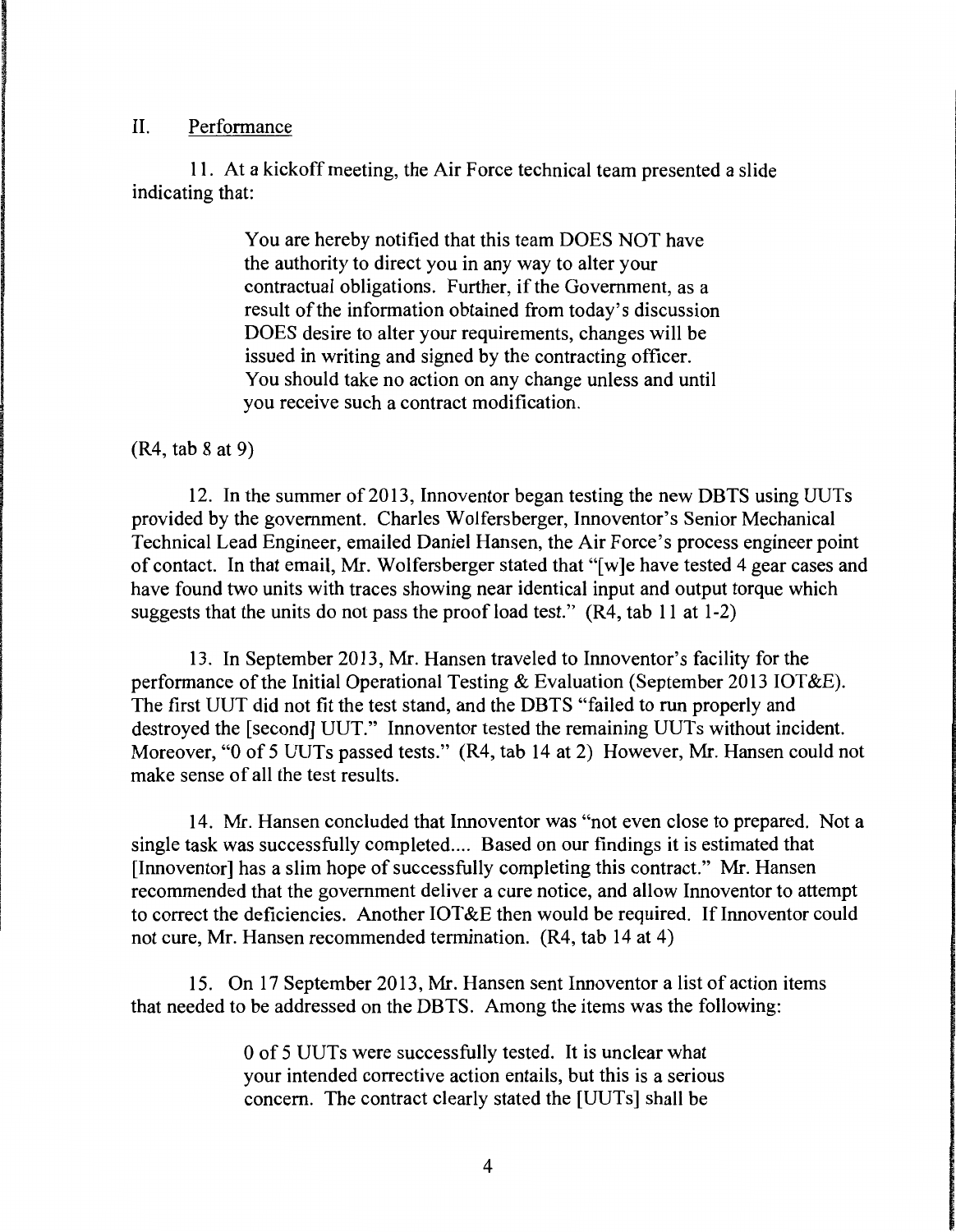## II. Performance

11. At a kickoff meeting, the Air Force technical team presented a slide indicating that:

> You are hereby notified that this team DOES NOT have the authority to direct you in any way to alter your contractual obligations. Further, if the Government, as a result of the information obtained from today's discussion DOES desire to alter your requirements, changes will be issued in writing and signed by the contracting officer. You should take no action on any change unless and until you receive such a contract modification.

(R4, tab 8 at 9)

12. In the summer of 2013, Innoventor began testing the new DBTS using UUTs provided by the government. Charles Wolfersberger, Innoventor's Senior Mechanical Technical Lead Engineer, emailed Daniel Hansen, the Air Force's process engineer point of contact. In that email, Mr. Wolfersberger stated that "[w]e have tested 4 gear cases and have found two units with traces showing near identical input and output torque which suggests that the units do not pass the proof load test." (R4, tab 11 at 1-2)

13. In September 2013, Mr. Hansen traveled to Innoventor's facility for the performance of the Initial Operational Testing & Evaluation (September 2013 IOT&E). The first UUT did not fit the test stand, and the DBTS "failed to run properly and destroyed the [second] UUT." Innoventor tested the remaining UUTs without incident. Moreover, "0 of 5 UUTs passed tests." (R4, tab 14 at 2) However, Mr. Hansen could not make sense of all the test results.

14. Mr. Hansen concluded that Innoventor was "not even close to prepared. Not a single task was successfully completed.... Based on our findings it is estimated that [Innoventor] has a slim hope of successfully completing this contract." Mr. Hansen recommended that the government deliver a cure notice, and allow Innoventor to attempt to correct the deficiencies. Another IOT&E then would be required. If Innoventor could not cure, Mr. Hansen recommended termination. (R4, tab 14 at 4)

15. On 17 September 2013, Mr. Hansen sent Innoventor a list of action items that needed to be addressed on the DBTS. Among the items was the following:

> 0 of 5 UUTs were successfully tested. It is unclear what your intended corrective action entails, but this is a serious concern. The contract clearly stated the [UUTs] shall be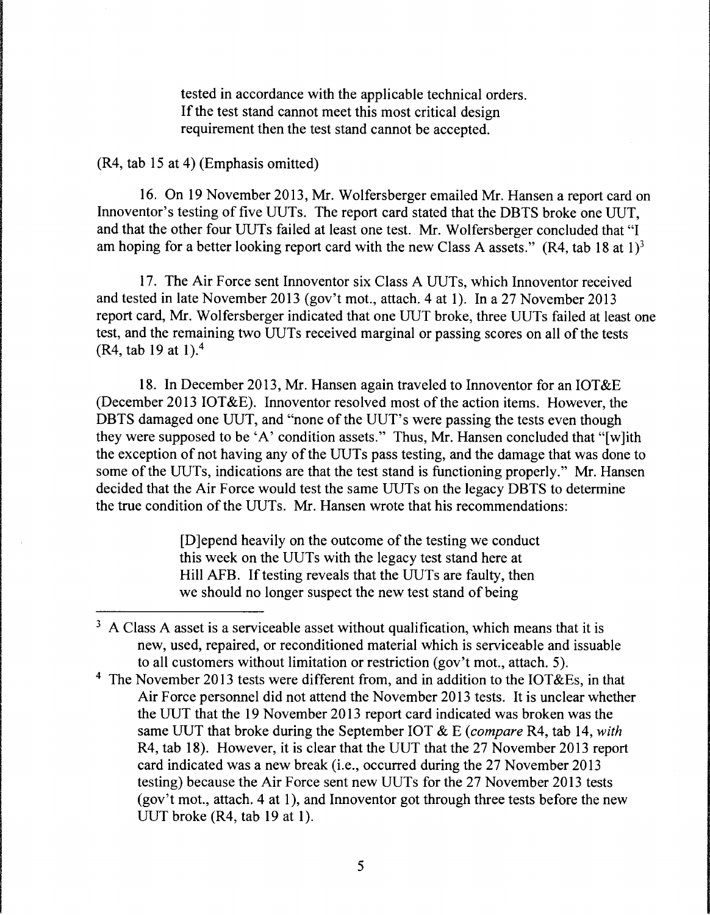> tested in accordance with the applicable technical orders. If the test stand cannot meet this most critical design requirement then the test stand cannot be accepted.

(R4, tab 15 at 4) (Emphasis omitted)

16. On 19 November 2013, Mr. Wolfersberger emailed Mr. Hansen a report card on Innoventor's testing of five UUTs. The report card stated that the DBTS broke one UUT, and that the other four UUTs failed at least one test. Mr. Wolfersberger concluded that "I am hoping for a better looking report card with the new Class A assets." (R4, tab 18 at 1)[3]

17. The Air Force sent Innoventor six Class A UUTs, which Innoventor received and tested in late November 2013 (gov't mot., attach. 4 at 1). In a 27 November 2013 report card, Mr. Wolfersberger indicated that one UUT broke, three UUTs failed at least one test, and the remaining two UUTs received marginal or passing scores on all of the tests (R4, tab 19 at 1).[4]

18. In December 2013, Mr. Hansen again traveled to Innoventor for an IOT&E (December 2013 IOT&E). Innoventor resolved most of the action items. However, the DBTS damaged one UUT, and "none of the UUT's were passing the tests even though they were supposed to be 'A' condition assets." Thus, Mr. Hansen concluded that "[w]ith the exception of not having any of the UUTs pass testing, and the damage that was done to some of the UUTs, indications are that the test stand is functioning properly." Mr. Hansen decided that the Air Force would test the same UUTs on the legacy DBTS to determine the true condition of the UUTs. Mr. Hansen wrote that his recommendations:

> [D]epend heavily on the outcome of the testing we conduct this week on the UUTs with the legacy test stand here at Hill AFB. If testing reveals that the UUTs are faulty, then we should no longer suspect the new test stand of being

---

[3] A Class A asset is a serviceable asset without qualification, which means that it is new, used, repaired, or reconditioned material which is serviceable and issuable to all customers without limitation or restriction (gov't mot., attach. 5).

[4] The November 2013 tests were different from, and in addition to the IOT&Es, in that Air Force personnel did not attend the November 2013 tests. It is unclear whether the UUT that the 19 November 2013 report card indicated was broken was the same UUT that broke during the September IOT & E (*compare* R4, tab 14, *with* R4, tab 18). However, it is clear that the UUT that the 27 November 2013 report card indicated was a new break (i.e., occurred during the 27 November 2013 testing) because the Air Force sent new UUTs for the 27 November 2013 tests (gov't mot., attach. 4 at 1), and Innoventor got through three tests before the new UUT broke (R4, tab 19 at 1).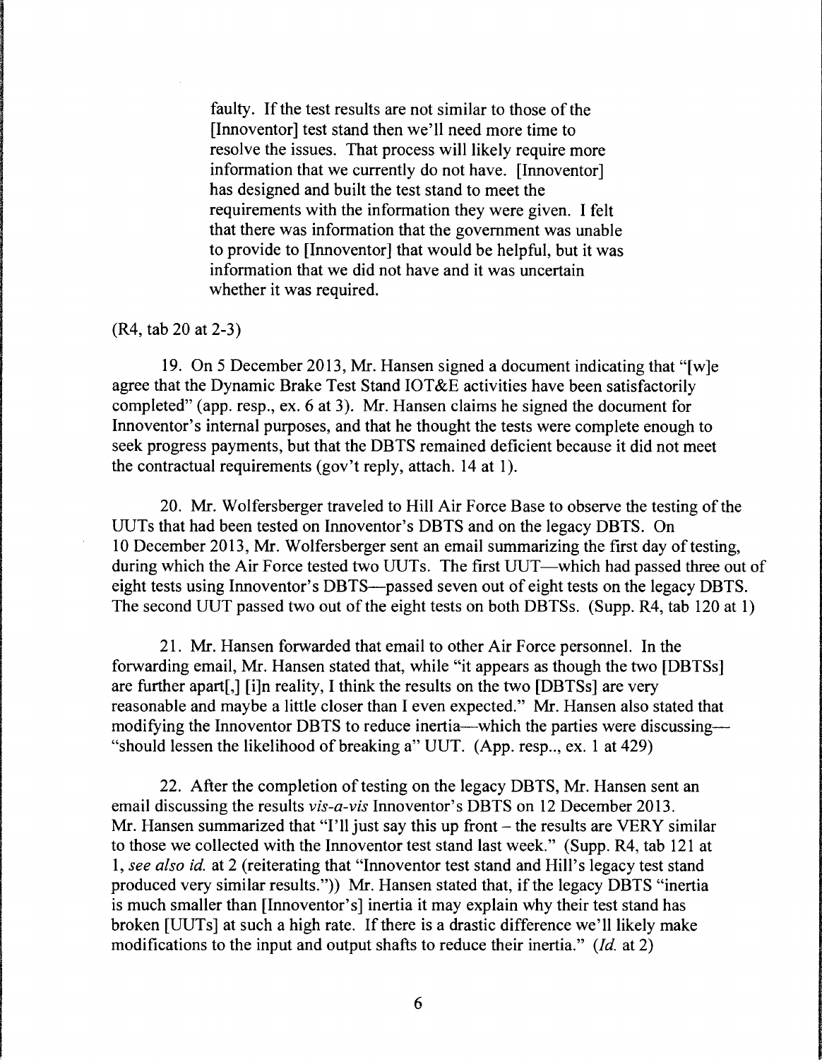> faulty. If the test results are not similar to those of the [Innoventor] test stand then we'll need more time to resolve the issues. That process will likely require more information that we currently do not have. [Innoventor] has designed and built the test stand to meet the requirements with the information they were given. I felt that there was information that the government was unable to provide to [Innoventor] that would be helpful, but it was information that we did not have and it was uncertain whether it was required.

(R4, tab 20 at 2-3)

19. On 5 December 2013, Mr. Hansen signed a document indicating that "[w]e agree that the Dynamic Brake Test Stand IOT&E activities have been satisfactorily completed" (app. resp., ex. 6 at 3). Mr. Hansen claims he signed the document for Innoventor's internal purposes, and that he thought the tests were complete enough to seek progress payments, but that the DBTS remained deficient because it did not meet the contractual requirements (gov't reply, attach. 14 at 1).

20. Mr. Wolfersberger traveled to Hill Air Force Base to observe the testing of the UUTs that had been tested on Innoventor's DBTS and on the legacy DBTS. On 10 December 2013, Mr. Wolfersberger sent an email summarizing the first day of testing, during which the Air Force tested two UUTs. The first UUT—which had passed three out of eight tests using Innoventor's DBTS—passed seven out of eight tests on the legacy DBTS. The second UUT passed two out of the eight tests on both DBTSs. (Supp. R4, tab 120 at 1)

21. Mr. Hansen forwarded that email to other Air Force personnel. In the forwarding email, Mr. Hansen stated that, while "it appears as though the two [DBTSs] are further apart[,] [i]n reality, I think the results on the two [DBTSs] are very reasonable and maybe a little closer than I even expected." Mr. Hansen also stated that modifying the Innoventor DBTS to reduce inertia—which the parties were discussing—"should lessen the likelihood of breaking a" UUT. (App. resp.., ex. 1 at 429)

22. After the completion of testing on the legacy DBTS, Mr. Hansen sent an email discussing the results *vis-a-vis* Innoventor's DBTS on 12 December 2013. Mr. Hansen summarized that "I'll just say this up front – the results are VERY similar to those we collected with the Innoventor test stand last week." (Supp. R4, tab 121 at 1, *see also id.* at 2 (reiterating that "Innoventor test stand and Hill's legacy test stand produced very similar results.")) Mr. Hansen stated that, if the legacy DBTS "inertia is much smaller than [Innoventor's] inertia it may explain why their test stand has broken [UUTs] at such a high rate. If there is a drastic difference we'll likely make modifications to the input and output shafts to reduce their inertia." (*Id.* at 2)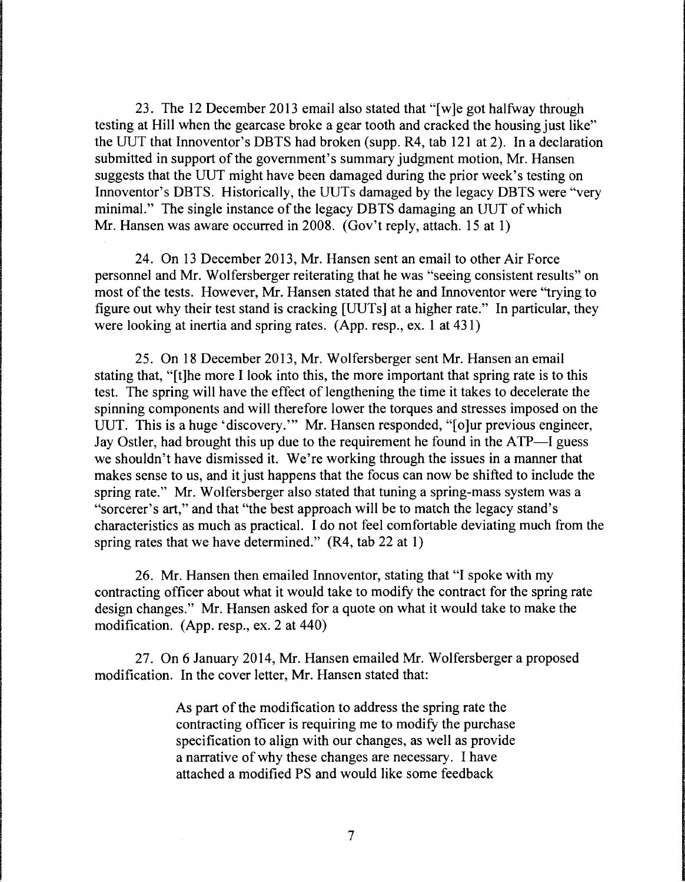23. The 12 December 2013 email also stated that "[w]e got halfway through testing at Hill when the gearcase broke a gear tooth and cracked the housing just like" the UUT that Innoventor's DBTS had broken (supp. R4, tab 121 at 2). In a declaration submitted in support of the government's summary judgment motion, Mr. Hansen suggests that the UUT might have been damaged during the prior week's testing on Innoventor's DBTS. Historically, the UUTs damaged by the legacy DBTS were "very minimal." The single instance of the legacy DBTS damaging an UUT of which Mr. Hansen was aware occurred in 2008. (Gov't reply, attach. 15 at 1)

24. On 13 December 2013, Mr. Hansen sent an email to other Air Force personnel and Mr. Wolfersberger reiterating that he was "seeing consistent results" on most of the tests. However, Mr. Hansen stated that he and Innoventor were "trying to figure out why their test stand is cracking [UUTs] at a higher rate." In particular, they were looking at inertia and spring rates. (App. resp., ex. 1 at 431)

25. On 18 December 2013, Mr. Wolfersberger sent Mr. Hansen an email stating that, "[t]he more I look into this, the more important that spring rate is to this test. The spring will have the effect of lengthening the time it takes to decelerate the spinning components and will therefore lower the torques and stresses imposed on the UUT. This is a huge 'discovery.'" Mr. Hansen responded, "[o]ur previous engineer, Jay Ostler, had brought this up due to the requirement he found in the ATP—I guess we shouldn't have dismissed it. We're working through the issues in a manner that makes sense to us, and it just happens that the focus can now be shifted to include the spring rate." Mr. Wolfersberger also stated that tuning a spring-mass system was a "sorcerer's art," and that "the best approach will be to match the legacy stand's characteristics as much as practical. I do not feel comfortable deviating much from the spring rates that we have determined." (R4, tab 22 at 1)

26. Mr. Hansen then emailed Innoventor, stating that "I spoke with my contracting officer about what it would take to modify the contract for the spring rate design changes." Mr. Hansen asked for a quote on what it would take to make the modification. (App. resp., ex. 2 at 440)

27. On 6 January 2014, Mr. Hansen emailed Mr. Wolfersberger a proposed modification. In the cover letter, Mr. Hansen stated that:

> As part of the modification to address the spring rate the contracting officer is requiring me to modify the purchase specification to align with our changes, as well as provide a narrative of why these changes are necessary. I have attached a modified PS and would like some feedback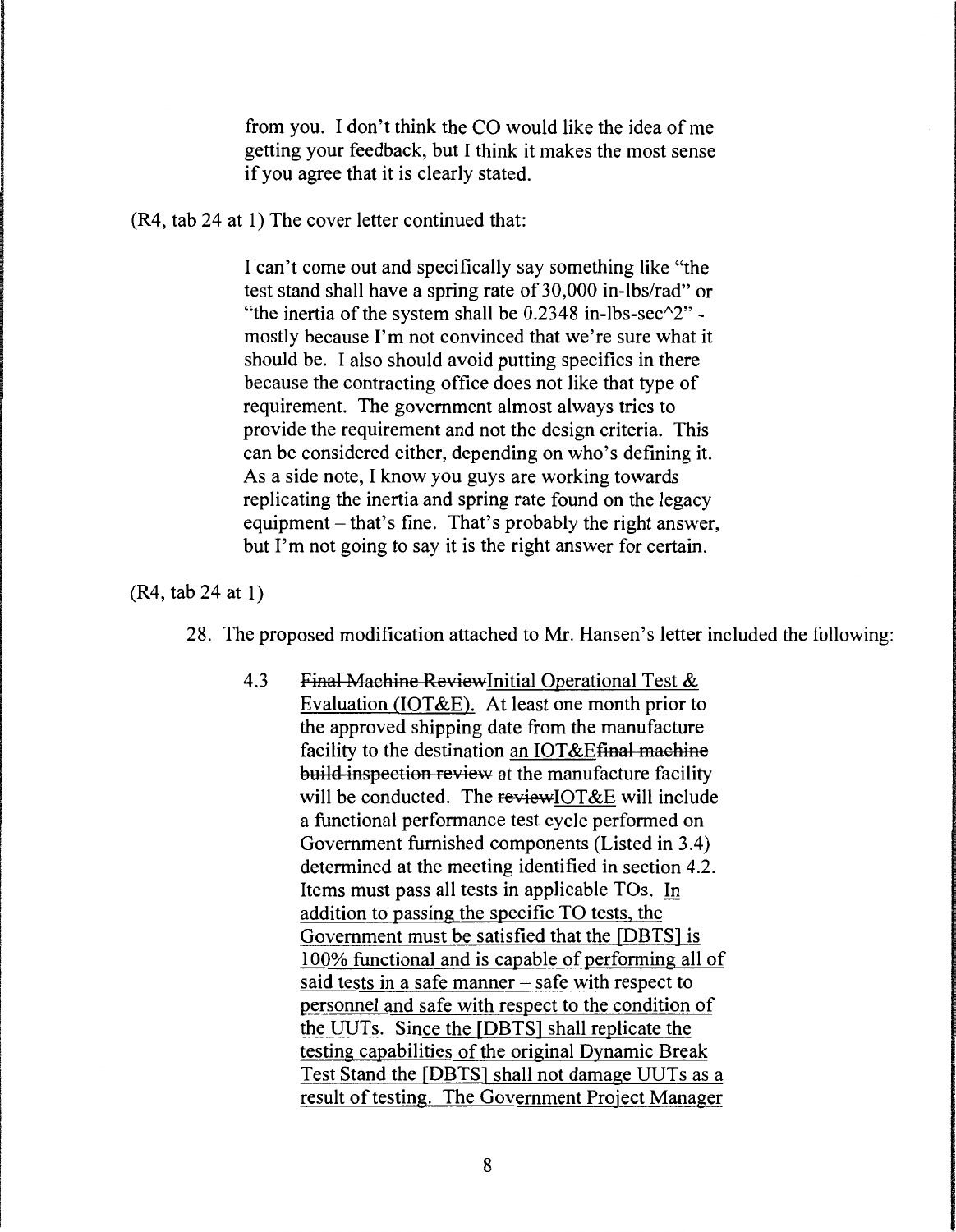> from you. I don't think the CO would like the idea of me getting your feedback, but I think it makes the most sense if you agree that it is clearly stated.

(R4, tab 24 at 1) The cover letter continued that:

> I can't come out and specifically say something like "the test stand shall have a spring rate of 30,000 in-lbs/rad" or "the inertia of the system shall be 0.2348 in-lbs-sec^2" - mostly because I'm not convinced that we're sure what it should be. I also should avoid putting specifics in there because the contracting office does not like that type of requirement. The government almost always tries to provide the requirement and not the design criteria. This can be considered either, depending on who's defining it. As a side note, I know you guys are working towards replicating the inertia and spring rate found on the legacy equipment – that's fine. That's probably the right answer, but I'm not going to say it is the right answer for certain.

(R4, tab 24 at 1)

28. The proposed modification attached to Mr. Hansen's letter included the following:

> 4.3 ~~Final Machine Review~~<u>Initial Operational Test & Evaluation (IOT&E).</u> At least one month prior to the approved shipping date from the manufacture facility to the destination <u>an IOT&E</u>~~final machine build inspection review~~ at the manufacture facility will be conducted. The ~~review~~<u>IOT&E</u> will include a functional performance test cycle performed on Government furnished components (Listed in 3.4) determined at the meeting identified in section 4.2. Items must pass all tests in applicable TOs. <u>In addition to passing the specific TO tests, the Government must be satisfied that the [DBTS] is 100% functional and is capable of performing all of said tests in a safe manner – safe with respect to personnel and safe with respect to the condition of the UUTs. Since the [DBTS] shall replicate the testing capabilities of the original Dynamic Break Test Stand the [DBTS] shall not damage UUTs as a result of testing. The Government Project Manager</u>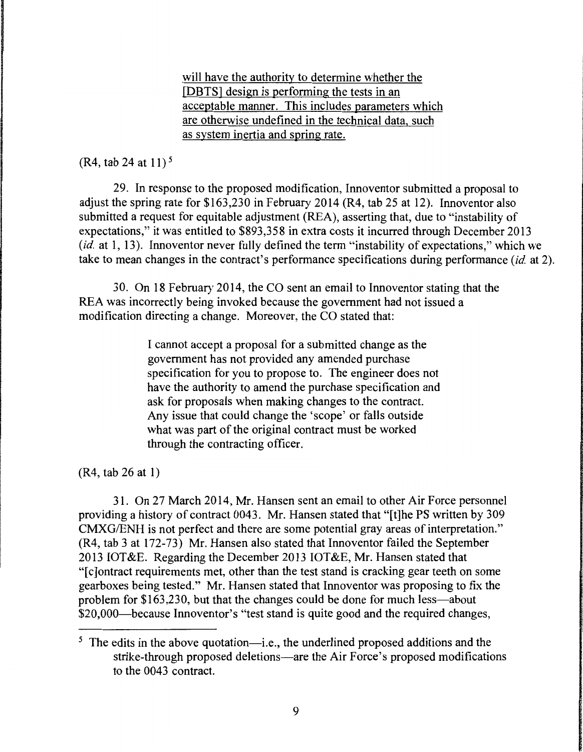> <u>will have the authority to determine whether the [DBTS] design is performing the tests in an acceptable manner. This includes parameters which are otherwise undefined in the technical data, such as system inertia and spring rate.</u>

(R4, tab 24 at 11)[5]

29. In response to the proposed modification, Innoventor submitted a proposal to adjust the spring rate for $163,230 in February 2014 (R4, tab 25 at 12). Innoventor also submitted a request for equitable adjustment (REA), asserting that, due to "instability of expectations," it was entitled to $893,358 in extra costs it incurred through December 2013 (*id.* at 1, 13). Innoventor never fully defined the term "instability of expectations," which we take to mean changes in the contract's performance specifications during performance (*id.* at 2).

30. On 18 February 2014, the CO sent an email to Innoventor stating that the REA was incorrectly being invoked because the government had not issued a modification directing a change. Moreover, the CO stated that:

> I cannot accept a proposal for a submitted change as the government has not provided any amended purchase specification for you to propose to. The engineer does not have the authority to amend the purchase specification and ask for proposals when making changes to the contract. Any issue that could change the 'scope' or falls outside what was part of the original contract must be worked through the contracting officer.

(R4, tab 26 at 1)

31. On 27 March 2014, Mr. Hansen sent an email to other Air Force personnel providing a history of contract 0043. Mr. Hansen stated that "[t]he PS written by 309 CMXG/ENH is not perfect and there are some potential gray areas of interpretation." (R4, tab 3 at 172-73) Mr. Hansen also stated that Innoventor failed the September 2013 IOT&E. Regarding the December 2013 IOT&E, Mr. Hansen stated that "[c]ontract requirements met, other than the test stand is cracking gear teeth on some gearboxes being tested." Mr. Hansen stated that Innoventor was proposing to fix the problem for $163,230, but that the changes could be done for much less—about $20,000—because Innoventor's "test stand is quite good and the required changes,

---

[5] The edits in the above quotation—i.e., the underlined proposed additions and the strike-through proposed deletions—are the Air Force's proposed modifications to the 0043 contract.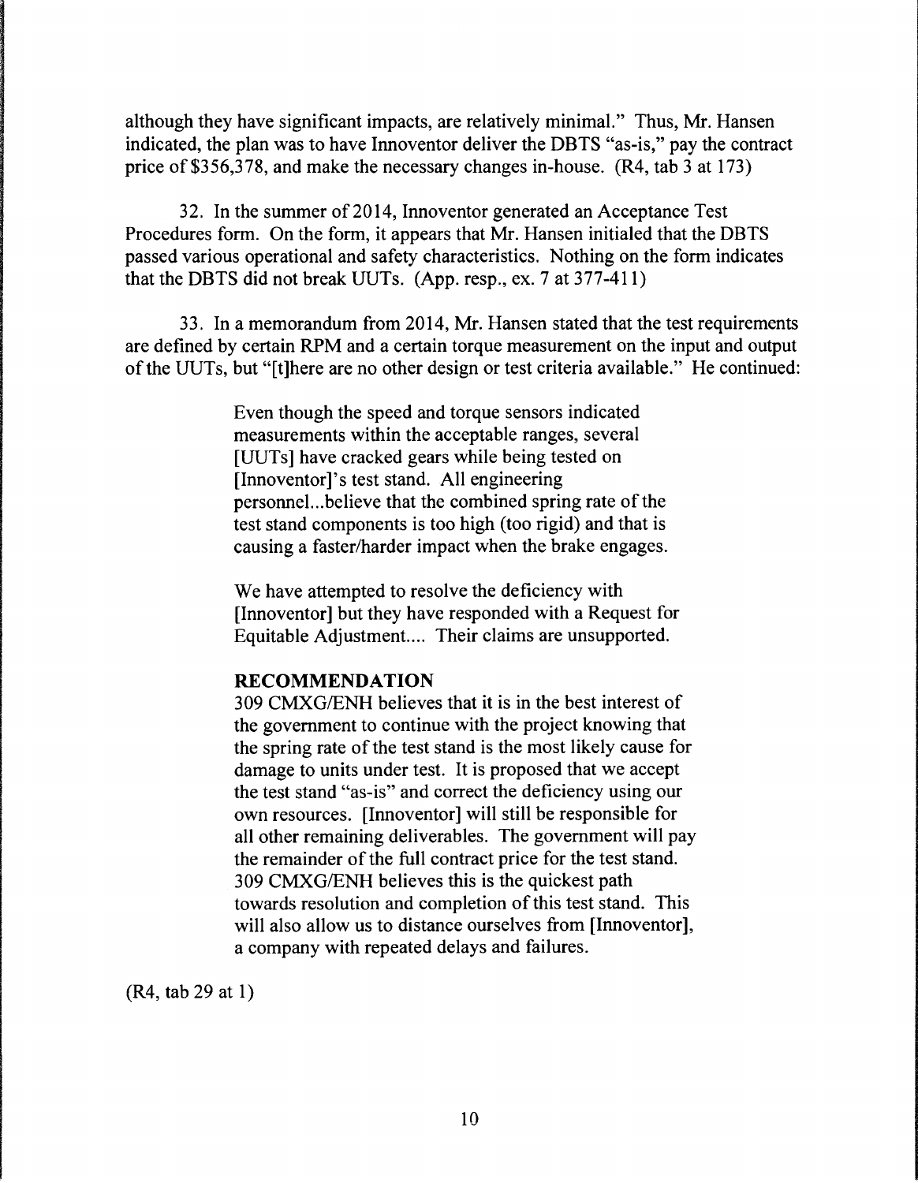although they have significant impacts, are relatively minimal." Thus, Mr. Hansen indicated, the plan was to have Innoventor deliver the DBTS "as-is," pay the contract price of $356,378, and make the necessary changes in-house. (R4, tab 3 at 173)

32. In the summer of 2014, Innoventor generated an Acceptance Test Procedures form. On the form, it appears that Mr. Hansen initialed that the DBTS passed various operational and safety characteristics. Nothing on the form indicates that the DBTS did not break UUTs. (App. resp., ex. 7 at 377-411)

33. In a memorandum from 2014, Mr. Hansen stated that the test requirements are defined by certain RPM and a certain torque measurement on the input and output of the UUTs, but "[t]here are no other design or test criteria available." He continued:

> Even though the speed and torque sensors indicated measurements within the acceptable ranges, several [UUTs] have cracked gears while being tested on [Innoventor]'s test stand. All engineering personnel...believe that the combined spring rate of the test stand components is too high (too rigid) and that is causing a faster/harder impact when the brake engages.
>
> We have attempted to resolve the deficiency with [Innoventor] but they have responded with a Request for Equitable Adjustment.... Their claims are unsupported.
>
> **RECOMMENDATION**
> 309 CMXG/ENH believes that it is in the best interest of the government to continue with the project knowing that the spring rate of the test stand is the most likely cause for damage to units under test. It is proposed that we accept the test stand "as-is" and correct the deficiency using our own resources. [Innoventor] will still be responsible for all other remaining deliverables. The government will pay the remainder of the full contract price for the test stand. 309 CMXG/ENH believes this is the quickest path towards resolution and completion of this test stand. This will also allow us to distance ourselves from [Innoventor], a company with repeated delays and failures.

(R4, tab 29 at 1)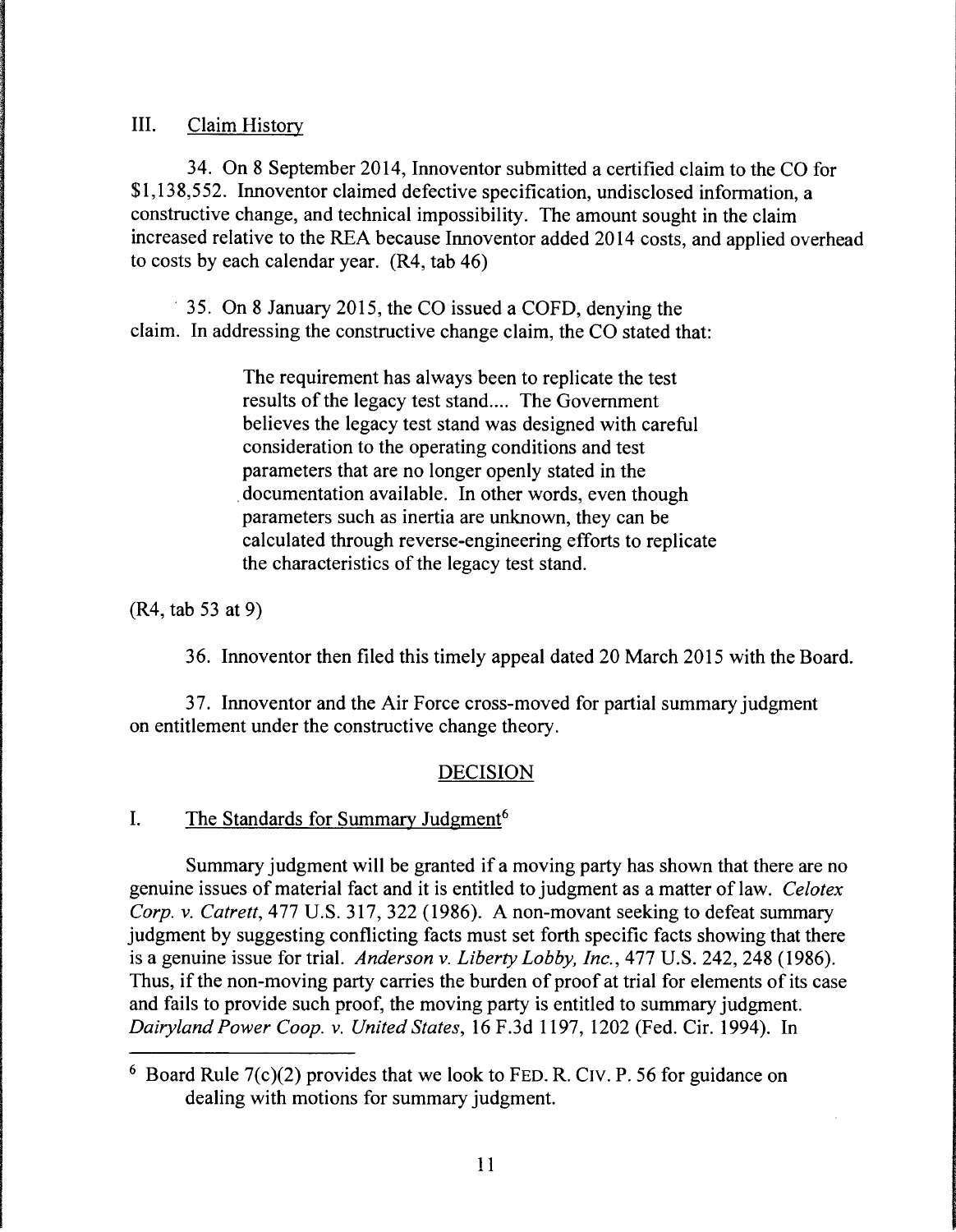## III. Claim History

34. On 8 September 2014, Innoventor submitted a certified claim to the CO for $1,138,552. Innoventor claimed defective specification, undisclosed information, a constructive change, and technical impossibility. The amount sought in the claim increased relative to the REA because Innoventor added 2014 costs, and applied overhead to costs by each calendar year. (R4, tab 46)

35. On 8 January 2015, the CO issued a COFD, denying the claim. In addressing the constructive change claim, the CO stated that:

> The requirement has always been to replicate the test results of the legacy test stand.... The Government believes the legacy test stand was designed with careful consideration to the operating conditions and test parameters that are no longer openly stated in the documentation available. In other words, even though parameters such as inertia are unknown, they can be calculated through reverse-engineering efforts to replicate the characteristics of the legacy test stand.

(R4, tab 53 at 9)

36. Innoventor then filed this timely appeal dated 20 March 2015 with the Board.

37. Innoventor and the Air Force cross-moved for partial summary judgment on entitlement under the constructive change theory.

## DECISION

### I. The Standards for Summary Judgment[6]

Summary judgment will be granted if a moving party has shown that there are no genuine issues of material fact and it is entitled to judgment as a matter of law. *Celotex Corp. v. Catrett*, 477 U.S. 317, 322 (1986). A non-movant seeking to defeat summary judgment by suggesting conflicting facts must set forth specific facts showing that there is a genuine issue for trial. *Anderson v. Liberty Lobby, Inc.*, 477 U.S. 242, 248 (1986). Thus, if the non-moving party carries the burden of proof at trial for elements of its case and fails to provide such proof, the moving party is entitled to summary judgment. *Dairyland Power Coop. v. United States*, 16 F.3d 1197, 1202 (Fed. Cir. 1994). In

[6] Board Rule 7(c)(2) provides that we look to FED. R. CIV. P. 56 for guidance on dealing with motions for summary judgment.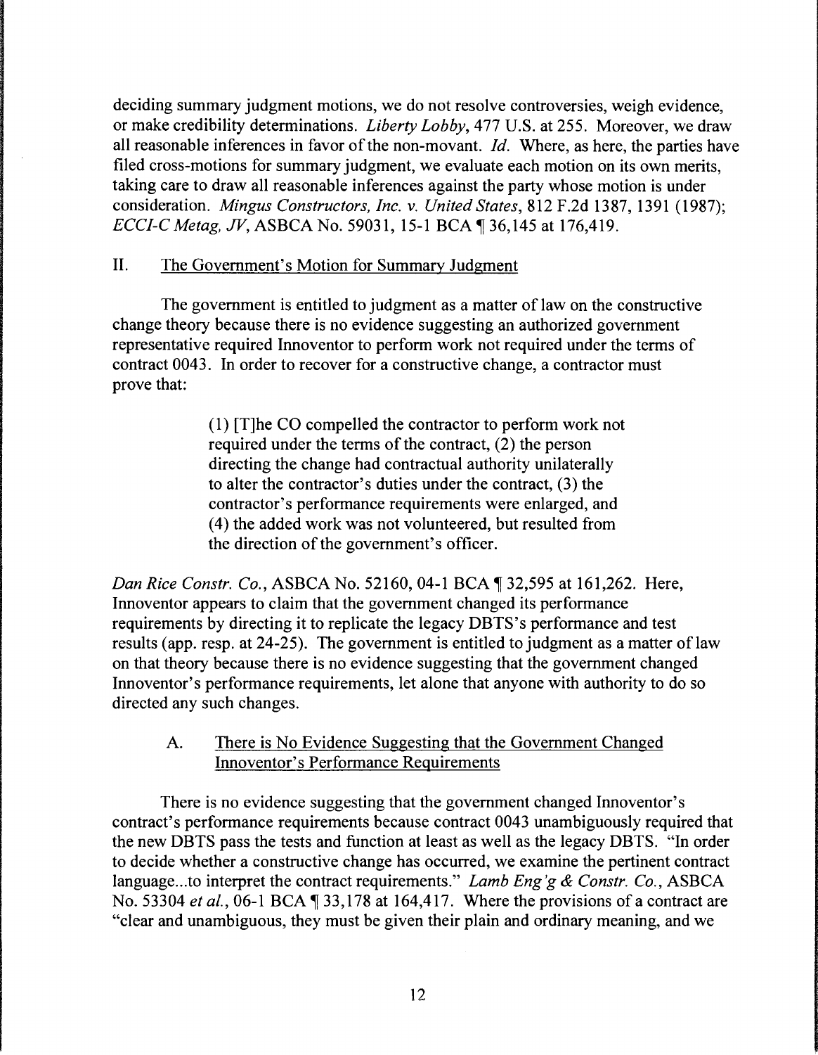deciding summary judgment motions, we do not resolve controversies, weigh evidence, or make credibility determinations. *Liberty Lobby*, 477 U.S. at 255. Moreover, we draw all reasonable inferences in favor of the non-movant. *Id.* Where, as here, the parties have filed cross-motions for summary judgment, we evaluate each motion on its own merits, taking care to draw all reasonable inferences against the party whose motion is under consideration. *Mingus Constructors, Inc. v. United States*, 812 F.2d 1387, 1391 (1987); *ECCI-C Metag, JV*, ASBCA No. 59031, 15-1 BCA ¶ 36,145 at 176,419.

## II. The Government's Motion for Summary Judgment

The government is entitled to judgment as a matter of law on the constructive change theory because there is no evidence suggesting an authorized government representative required Innoventor to perform work not required under the terms of contract 0043. In order to recover for a constructive change, a contractor must prove that:

> (1) [T]he CO compelled the contractor to perform work not required under the terms of the contract, (2) the person directing the change had contractual authority unilaterally to alter the contractor's duties under the contract, (3) the contractor's performance requirements were enlarged, and (4) the added work was not volunteered, but resulted from the direction of the government's officer.

*Dan Rice Constr. Co.*, ASBCA No. 52160, 04-1 BCA ¶ 32,595 at 161,262. Here, Innoventor appears to claim that the government changed its performance requirements by directing it to replicate the legacy DBTS's performance and test results (app. resp. at 24-25). The government is entitled to judgment as a matter of law on that theory because there is no evidence suggesting that the government changed Innoventor's performance requirements, let alone that anyone with authority to do so directed any such changes.

### A. There is No Evidence Suggesting that the Government Changed Innoventor's Performance Requirements

There is no evidence suggesting that the government changed Innoventor's contract's performance requirements because contract 0043 unambiguously required that the new DBTS pass the tests and function at least as well as the legacy DBTS. "In order to decide whether a constructive change has occurred, we examine the pertinent contract language...to interpret the contract requirements." *Lamb Eng'g & Constr. Co.*, ASBCA No. 53304 *et al.*, 06-1 BCA ¶ 33,178 at 164,417. Where the provisions of a contract are "clear and unambiguous, they must be given their plain and ordinary meaning, and we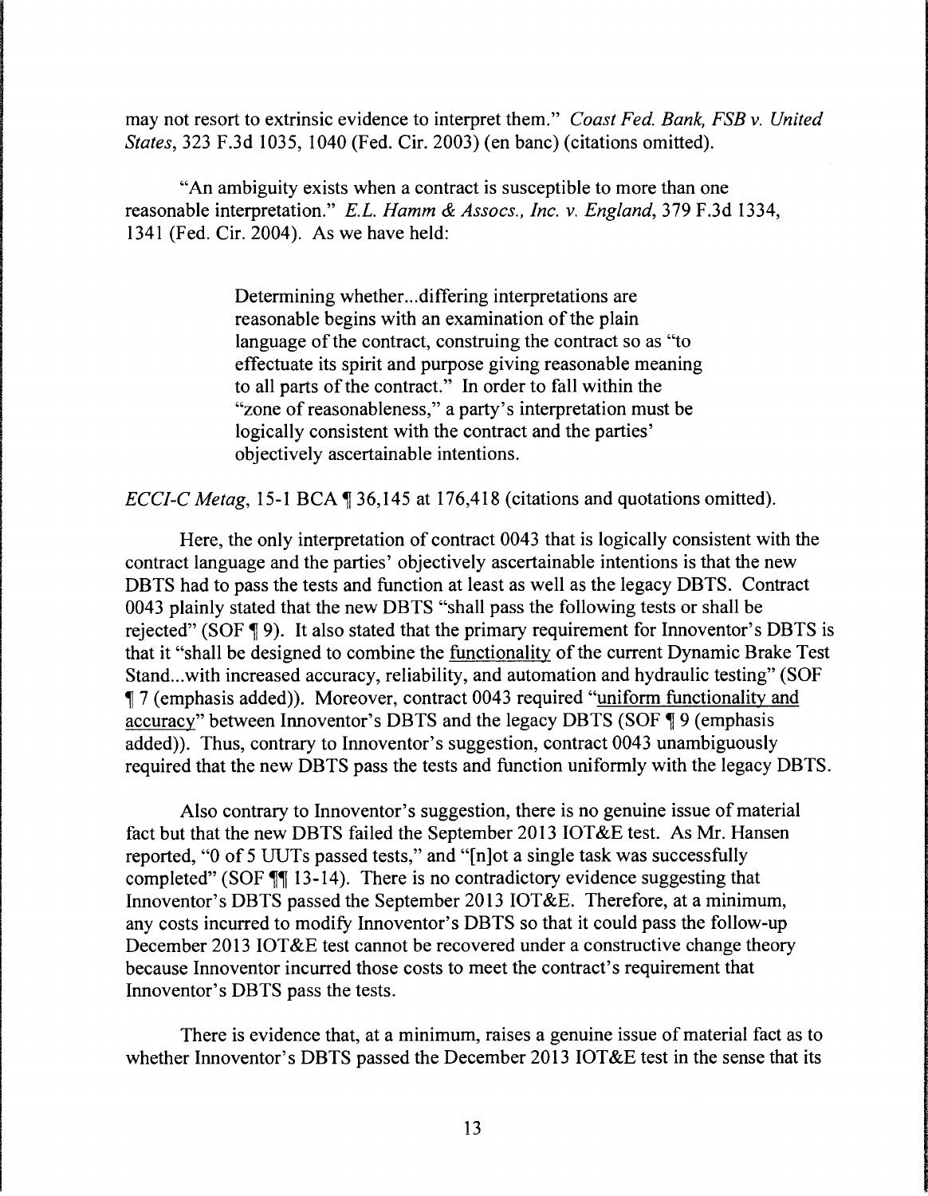may not resort to extrinsic evidence to interpret them." *Coast Fed. Bank, FSB v. United States*, 323 F.3d 1035, 1040 (Fed. Cir. 2003) (en banc) (citations omitted).

"An ambiguity exists when a contract is susceptible to more than one reasonable interpretation." *E.L. Hamm & Assocs., Inc. v. England*, 379 F.3d 1334, 1341 (Fed. Cir. 2004). As we have held:

> Determining whether...differing interpretations are reasonable begins with an examination of the plain language of the contract, construing the contract so as "to effectuate its spirit and purpose giving reasonable meaning to all parts of the contract." In order to fall within the "zone of reasonableness," a party's interpretation must be logically consistent with the contract and the parties' objectively ascertainable intentions.

*ECCI-C Metag*, 15-1 BCA ¶ 36,145 at 176,418 (citations and quotations omitted).

Here, the only interpretation of contract 0043 that is logically consistent with the contract language and the parties' objectively ascertainable intentions is that the new DBTS had to pass the tests and function at least as well as the legacy DBTS. Contract 0043 plainly stated that the new DBTS "shall pass the following tests or shall be rejected" (SOF ¶ 9). It also stated that the primary requirement for Innoventor's DBTS is that it "shall be designed to combine the <u>functionality</u> of the current Dynamic Brake Test Stand...with increased accuracy, reliability, and automation and hydraulic testing" (SOF ¶ 7 (emphasis added)). Moreover, contract 0043 required "<u>uniform functionality and accuracy</u>" between Innoventor's DBTS and the legacy DBTS (SOF ¶ 9 (emphasis added)). Thus, contrary to Innoventor's suggestion, contract 0043 unambiguously required that the new DBTS pass the tests and function uniformly with the legacy DBTS.

Also contrary to Innoventor's suggestion, there is no genuine issue of material fact but that the new DBTS failed the September 2013 IOT&E test. As Mr. Hansen reported, "0 of 5 UUTs passed tests," and "[n]ot a single task was successfully completed" (SOF ¶¶ 13-14). There is no contradictory evidence suggesting that Innoventor's DBTS passed the September 2013 IOT&E. Therefore, at a minimum, any costs incurred to modify Innoventor's DBTS so that it could pass the follow-up December 2013 IOT&E test cannot be recovered under a constructive change theory because Innoventor incurred those costs to meet the contract's requirement that Innoventor's DBTS pass the tests.

There is evidence that, at a minimum, raises a genuine issue of material fact as to whether Innoventor's DBTS passed the December 2013 IOT&E test in the sense that its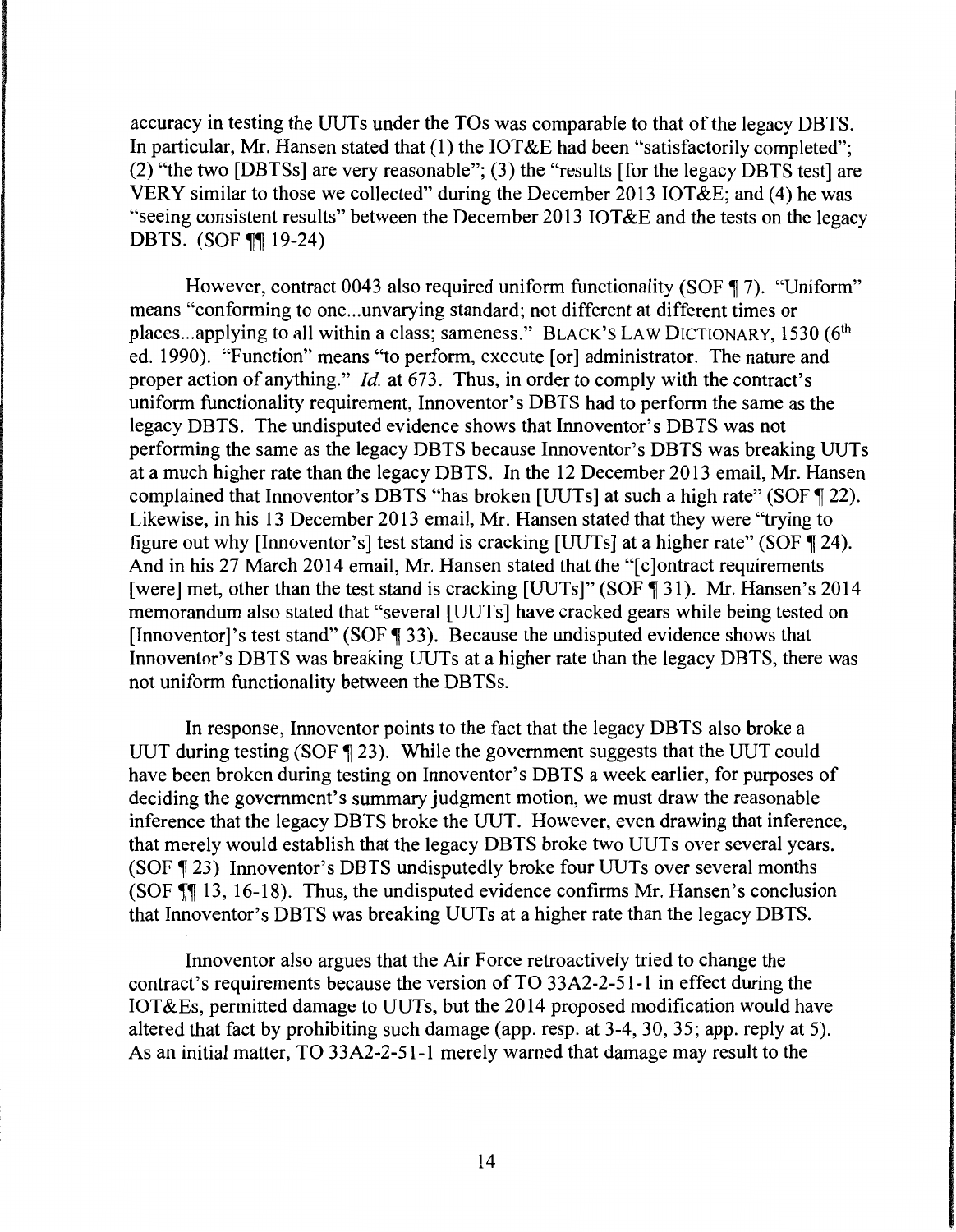accuracy in testing the UUTs under the TOs was comparable to that of the legacy DBTS. In particular, Mr. Hansen stated that (1) the IOT&E had been "satisfactorily completed"; (2) "the two [DBTSs] are very reasonable"; (3) the "results [for the legacy DBTS test] are VERY similar to those we collected" during the December 2013 IOT&E; and (4) he was "seeing consistent results" between the December 2013 IOT&E and the tests on the legacy DBTS. (SOF ¶¶ 19-24)

However, contract 0043 also required uniform functionality (SOF ¶ 7). "Uniform" means "conforming to one...unvarying standard; not different at different times or places...applying to all within a class; sameness." BLACK'S LAW DICTIONARY, 1530 (6th ed. 1990). "Function" means "to perform, execute [or] administrator. The nature and proper action of anything." *Id.* at 673. Thus, in order to comply with the contract's uniform functionality requirement, Innoventor's DBTS had to perform the same as the legacy DBTS. The undisputed evidence shows that Innoventor's DBTS was not performing the same as the legacy DBTS because Innoventor's DBTS was breaking UUTs at a much higher rate than the legacy DBTS. In the 12 December 2013 email, Mr. Hansen complained that Innoventor's DBTS "has broken [UUTs] at such a high rate" (SOF ¶ 22). Likewise, in his 13 December 2013 email, Mr. Hansen stated that they were "trying to figure out why [Innoventor's] test stand is cracking [UUTs] at a higher rate" (SOF ¶ 24). And in his 27 March 2014 email, Mr. Hansen stated that the "[c]ontract requirements [were] met, other than the test stand is cracking [UUTs]" (SOF ¶ 31). Mr. Hansen's 2014 memorandum also stated that "several [UUTs] have cracked gears while being tested on [Innoventor]'s test stand" (SOF ¶ 33). Because the undisputed evidence shows that Innoventor's DBTS was breaking UUTs at a higher rate than the legacy DBTS, there was not uniform functionality between the DBTSs.

In response, Innoventor points to the fact that the legacy DBTS also broke a UUT during testing (SOF ¶ 23). While the government suggests that the UUT could have been broken during testing on Innoventor's DBTS a week earlier, for purposes of deciding the government's summary judgment motion, we must draw the reasonable inference that the legacy DBTS broke the UUT. However, even drawing that inference, that merely would establish that the legacy DBTS broke two UUTs over several years. (SOF ¶ 23) Innoventor's DBTS undisputedly broke four UUTs over several months (SOF ¶¶ 13, 16-18). Thus, the undisputed evidence confirms Mr. Hansen's conclusion that Innoventor's DBTS was breaking UUTs at a higher rate than the legacy DBTS.

Innoventor also argues that the Air Force retroactively tried to change the contract's requirements because the version of TO 33A2-2-51-1 in effect during the IOT&Es, permitted damage to UUTs, but the 2014 proposed modification would have altered that fact by prohibiting such damage (app. resp. at 3-4, 30, 35; app. reply at 5). As an initial matter, TO 33A2-2-51-1 merely warned that damage may result to the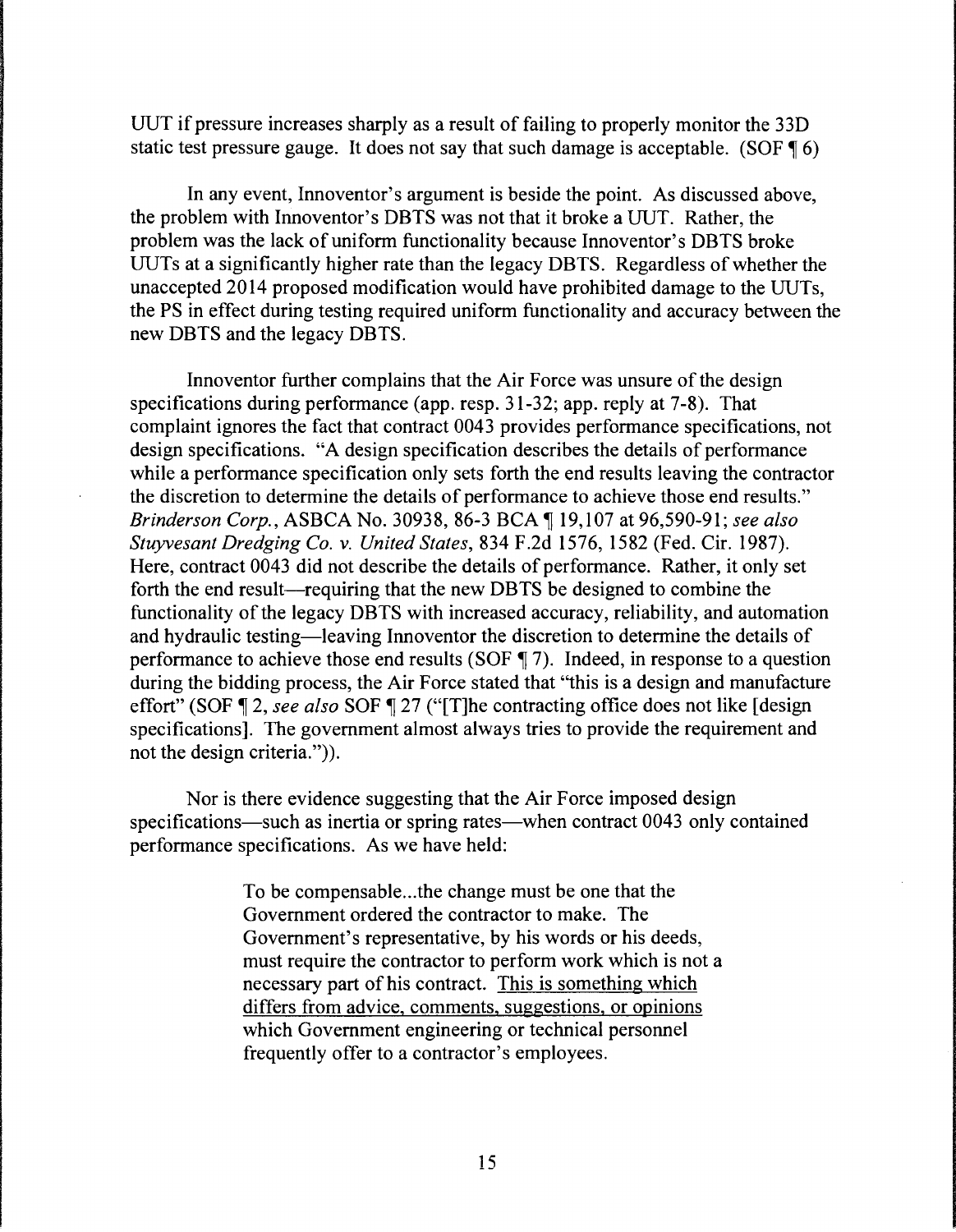UUT if pressure increases sharply as a result of failing to properly monitor the 33D static test pressure gauge. It does not say that such damage is acceptable. (SOF ¶ 6)

In any event, Innoventor's argument is beside the point. As discussed above, the problem with Innoventor's DBTS was not that it broke a UUT. Rather, the problem was the lack of uniform functionality because Innoventor's DBTS broke UUTs at a significantly higher rate than the legacy DBTS. Regardless of whether the unaccepted 2014 proposed modification would have prohibited damage to the UUTs, the PS in effect during testing required uniform functionality and accuracy between the new DBTS and the legacy DBTS.

Innoventor further complains that the Air Force was unsure of the design specifications during performance (app. resp. 31-32; app. reply at 7-8). That complaint ignores the fact that contract 0043 provides performance specifications, not design specifications. "A design specification describes the details of performance while a performance specification only sets forth the end results leaving the contractor the discretion to determine the details of performance to achieve those end results." *Brinderson Corp.*, ASBCA No. 30938, 86-3 BCA ¶ 19,107 at 96,590-91; *see also Stuyvesant Dredging Co. v. United States*, 834 F.2d 1576, 1582 (Fed. Cir. 1987). Here, contract 0043 did not describe the details of performance. Rather, it only set forth the end result—requiring that the new DBTS be designed to combine the functionality of the legacy DBTS with increased accuracy, reliability, and automation and hydraulic testing—leaving Innoventor the discretion to determine the details of performance to achieve those end results (SOF ¶ 7). Indeed, in response to a question during the bidding process, the Air Force stated that "this is a design and manufacture effort" (SOF ¶ 2, *see also* SOF ¶ 27 ("[T]he contracting office does not like [design specifications]. The government almost always tries to provide the requirement and not the design criteria.")).

Nor is there evidence suggesting that the Air Force imposed design specifications—such as inertia or spring rates—when contract 0043 only contained performance specifications. As we have held:

> To be compensable...the change must be one that the Government ordered the contractor to make. The Government's representative, by his words or his deeds, must require the contractor to perform work which is not a necessary part of his contract. <u>This is something which differs from advice, comments, suggestions, or opinions</u> which Government engineering or technical personnel frequently offer to a contractor's employees.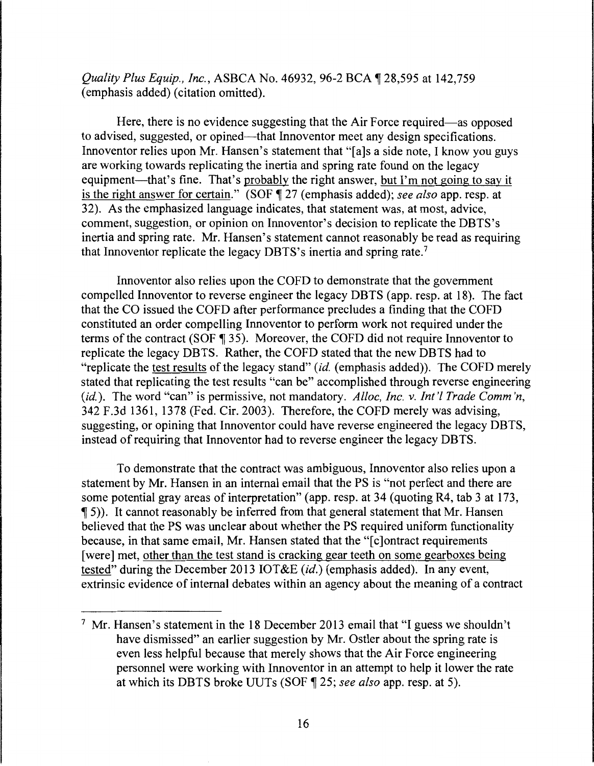*Quality Plus Equip., Inc.*, ASBCA No. 46932, 96-2 BCA ¶ 28,595 at 142,759 (emphasis added) (citation omitted).

Here, there is no evidence suggesting that the Air Force required—as opposed to advised, suggested, or opined—that Innoventor meet any design specifications. Innoventor relies upon Mr. Hansen's statement that "[a]s a side note, I know you guys are working towards replicating the inertia and spring rate found on the legacy equipment—that's fine. That's probably the right answer, but I'm not going to say it is the right answer for certain." (SOF ¶ 27 (emphasis added); *see also* app. resp. at 32). As the emphasized language indicates, that statement was, at most, advice, comment, suggestion, or opinion on Innoventor's decision to replicate the DBTS's inertia and spring rate. Mr. Hansen's statement cannot reasonably be read as requiring that Innoventor replicate the legacy DBTS's inertia and spring rate.[7]

Innoventor also relies upon the COFD to demonstrate that the government compelled Innoventor to reverse engineer the legacy DBTS (app. resp. at 18). The fact that the CO issued the COFD after performance precludes a finding that the COFD constituted an order compelling Innoventor to perform work not required under the terms of the contract (SOF ¶ 35). Moreover, the COFD did not require Innoventor to replicate the legacy DBTS. Rather, the COFD stated that the new DBTS had to "replicate the test results of the legacy stand" (*id.* (emphasis added)). The COFD merely stated that replicating the test results "can be" accomplished through reverse engineering (*id.*). The word "can" is permissive, not mandatory. *Alloc, Inc. v. Int'l Trade Comm'n*, 342 F.3d 1361, 1378 (Fed. Cir. 2003). Therefore, the COFD merely was advising, suggesting, or opining that Innoventor could have reverse engineered the legacy DBTS, instead of requiring that Innoventor had to reverse engineer the legacy DBTS.

To demonstrate that the contract was ambiguous, Innoventor also relies upon a statement by Mr. Hansen in an internal email that the PS is "not perfect and there are some potential gray areas of interpretation" (app. resp. at 34 (quoting R4, tab 3 at 173, ¶ 5)). It cannot reasonably be inferred from that general statement that Mr. Hansen believed that the PS was unclear about whether the PS required uniform functionality because, in that same email, Mr. Hansen stated that the "[c]ontract requirements [were] met, other than the test stand is cracking gear teeth on some gearboxes being tested" during the December 2013 IOT&E (*id.*) (emphasis added). In any event, extrinsic evidence of internal debates within an agency about the meaning of a contract

---

[7] Mr. Hansen's statement in the 18 December 2013 email that "I guess we shouldn't have dismissed" an earlier suggestion by Mr. Ostler about the spring rate is even less helpful because that merely shows that the Air Force engineering personnel were working with Innoventor in an attempt to help it lower the rate at which its DBTS broke UUTs (SOF ¶ 25; *see also* app. resp. at 5).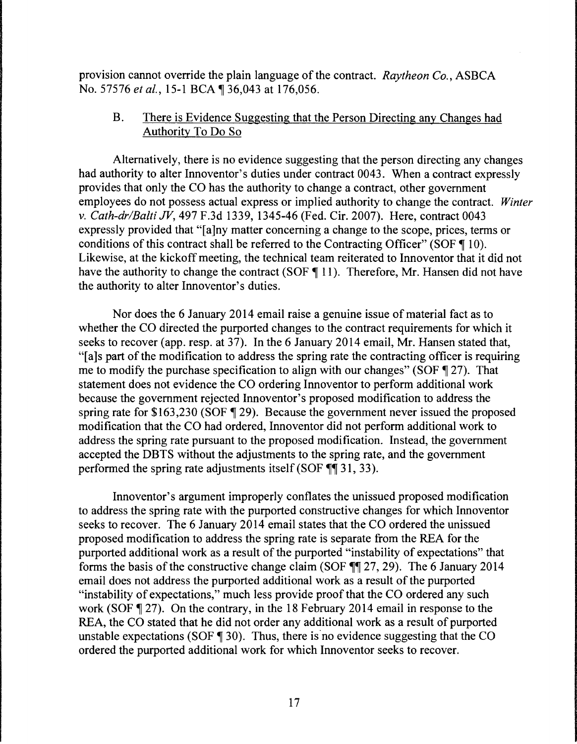provision cannot override the plain language of the contract. *Raytheon Co.*, ASBCA No. 57576 *et al.*, 15-1 BCA ¶ 36,043 at 176,056.

### B. There is Evidence Suggesting that the Person Directing any Changes had Authority To Do So

Alternatively, there is no evidence suggesting that the person directing any changes had authority to alter Innoventor's duties under contract 0043. When a contract expressly provides that only the CO has the authority to change a contract, other government employees do not possess actual express or implied authority to change the contract. *Winter v. Cath-dr/Balti JV*, 497 F.3d 1339, 1345-46 (Fed. Cir. 2007). Here, contract 0043 expressly provided that "[a]ny matter concerning a change to the scope, prices, terms or conditions of this contract shall be referred to the Contracting Officer" (SOF ¶ 10). Likewise, at the kickoff meeting, the technical team reiterated to Innoventor that it did not have the authority to change the contract (SOF ¶ 11). Therefore, Mr. Hansen did not have the authority to alter Innoventor's duties.

Nor does the 6 January 2014 email raise a genuine issue of material fact as to whether the CO directed the purported changes to the contract requirements for which it seeks to recover (app. resp. at 37). In the 6 January 2014 email, Mr. Hansen stated that, "[a]s part of the modification to address the spring rate the contracting officer is requiring me to modify the purchase specification to align with our changes" (SOF ¶ 27). That statement does not evidence the CO ordering Innoventor to perform additional work because the government rejected Innoventor's proposed modification to address the spring rate for $163,230 (SOF ¶ 29). Because the government never issued the proposed modification that the CO had ordered, Innoventor did not perform additional work to address the spring rate pursuant to the proposed modification. Instead, the government accepted the DBTS without the adjustments to the spring rate, and the government performed the spring rate adjustments itself (SOF ¶¶ 31, 33).

Innoventor's argument improperly conflates the unissued proposed modification to address the spring rate with the purported constructive changes for which Innoventor seeks to recover. The 6 January 2014 email states that the CO ordered the unissued proposed modification to address the spring rate is separate from the REA for the purported additional work as a result of the purported "instability of expectations" that forms the basis of the constructive change claim (SOF ¶¶ 27, 29). The 6 January 2014 email does not address the purported additional work as a result of the purported "instability of expectations," much less provide proof that the CO ordered any such work (SOF ¶ 27). On the contrary, in the 18 February 2014 email in response to the REA, the CO stated that he did not order any additional work as a result of purported unstable expectations (SOF ¶ 30). Thus, there is no evidence suggesting that the CO ordered the purported additional work for which Innoventor seeks to recover.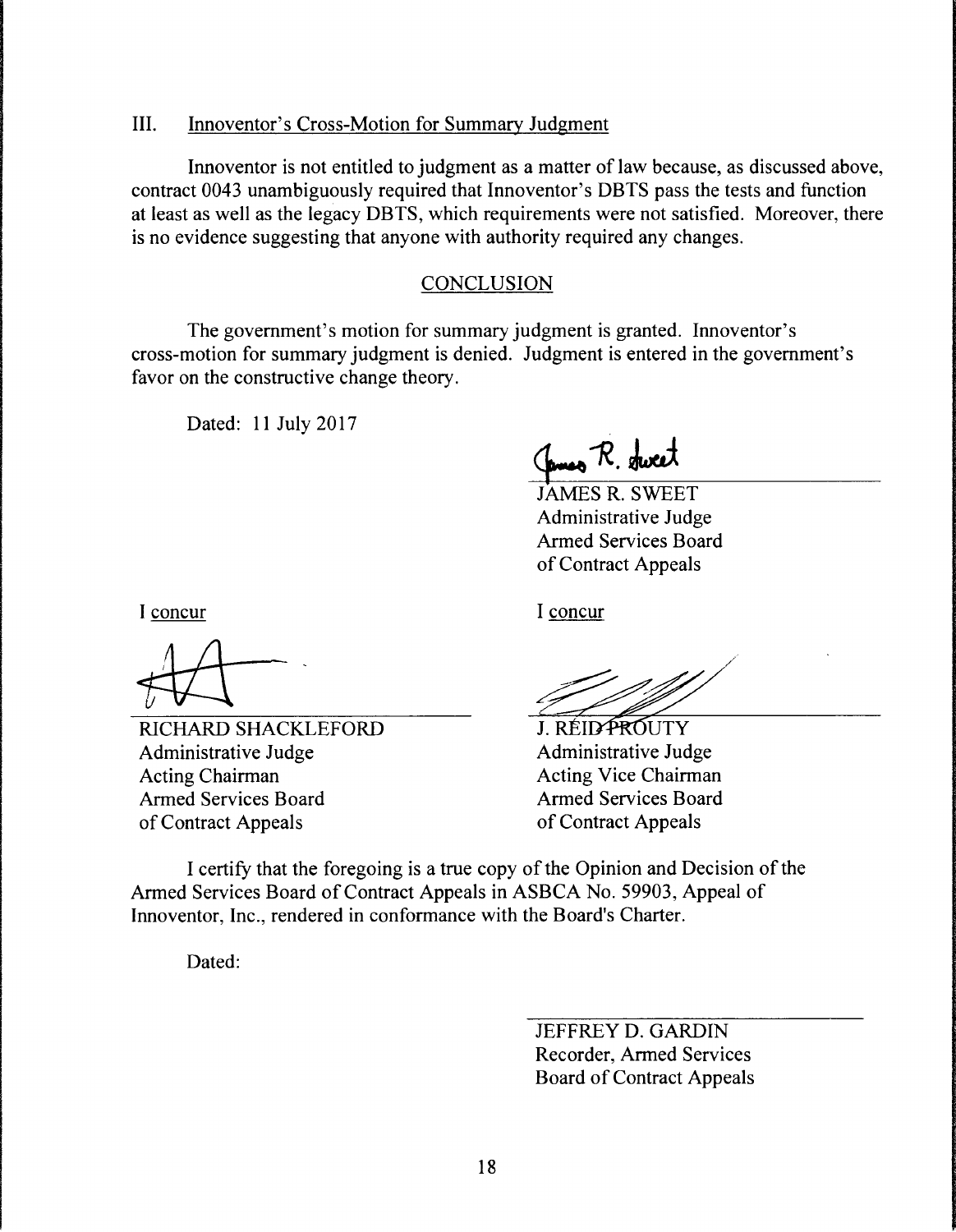## III. Innoventor's Cross-Motion for Summary Judgment

Innoventor is not entitled to judgment as a matter of law because, as discussed above, contract 0043 unambiguously required that Innoventor's DBTS pass the tests and function at least as well as the legacy DBTS, which requirements were not satisfied. Moreover, there is no evidence suggesting that anyone with authority required any changes.

## CONCLUSION

The government's motion for summary judgment is granted. Innoventor's cross-motion for summary judgment is denied. Judgment is entered in the government's favor on the constructive change theory.

Dated: 11 July 2017

JAMES R. SWEET
Administrative Judge
Armed Services Board
of Contract Appeals

I concur

RICHARD SHACKLEFORD
Administrative Judge
Acting Chairman
Armed Services Board
of Contract Appeals

I concur

J. REID PROUTY
Administrative Judge
Acting Vice Chairman
Armed Services Board
of Contract Appeals

I certify that the foregoing is a true copy of the Opinion and Decision of the Armed Services Board of Contract Appeals in ASBCA No. 59903, Appeal of Innoventor, Inc., rendered in conformance with the Board's Charter.

Dated:

JEFFREY D. GARDIN
Recorder, Armed Services
Board of Contract Appeals